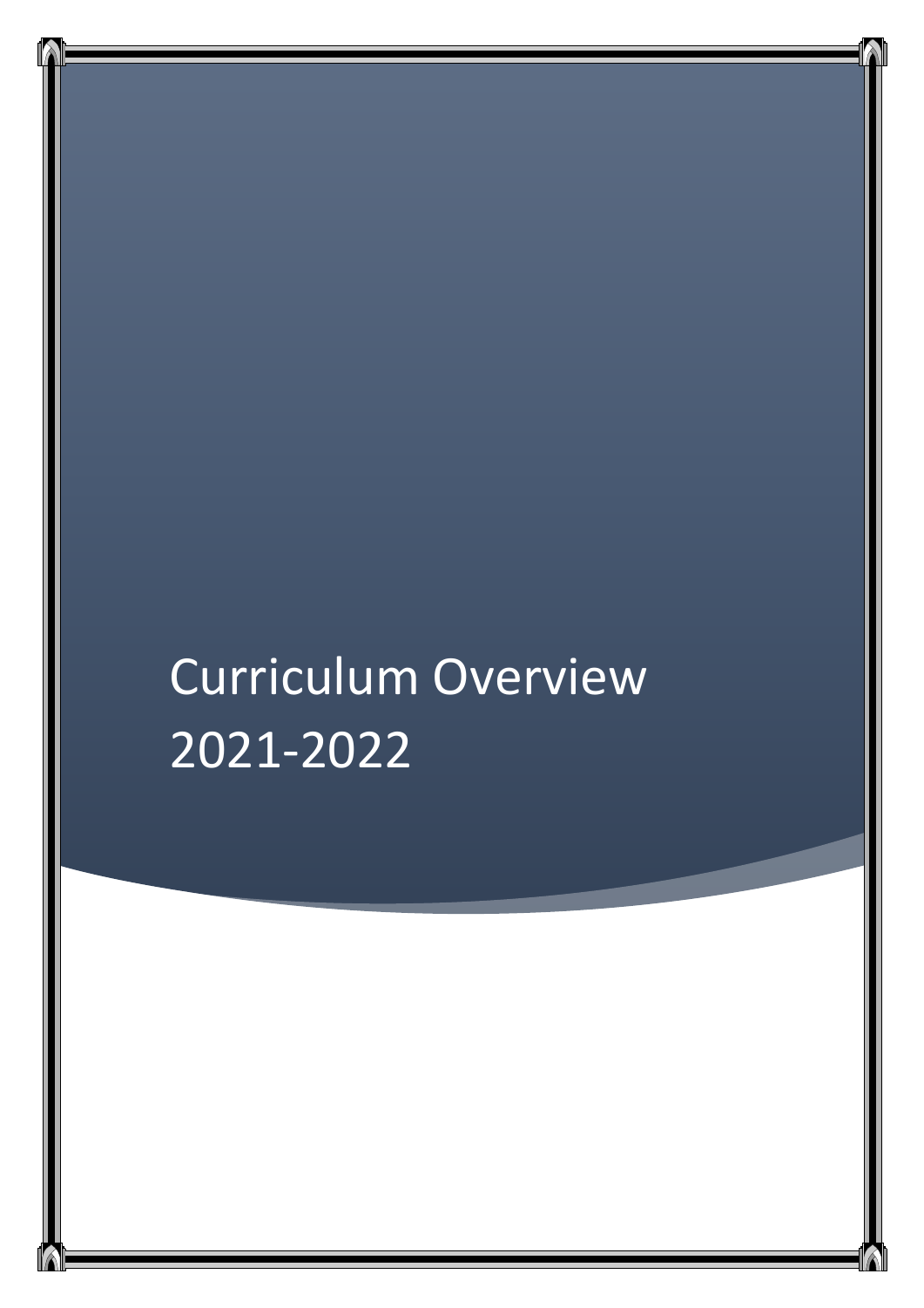# Curriculum Overview 2021-2022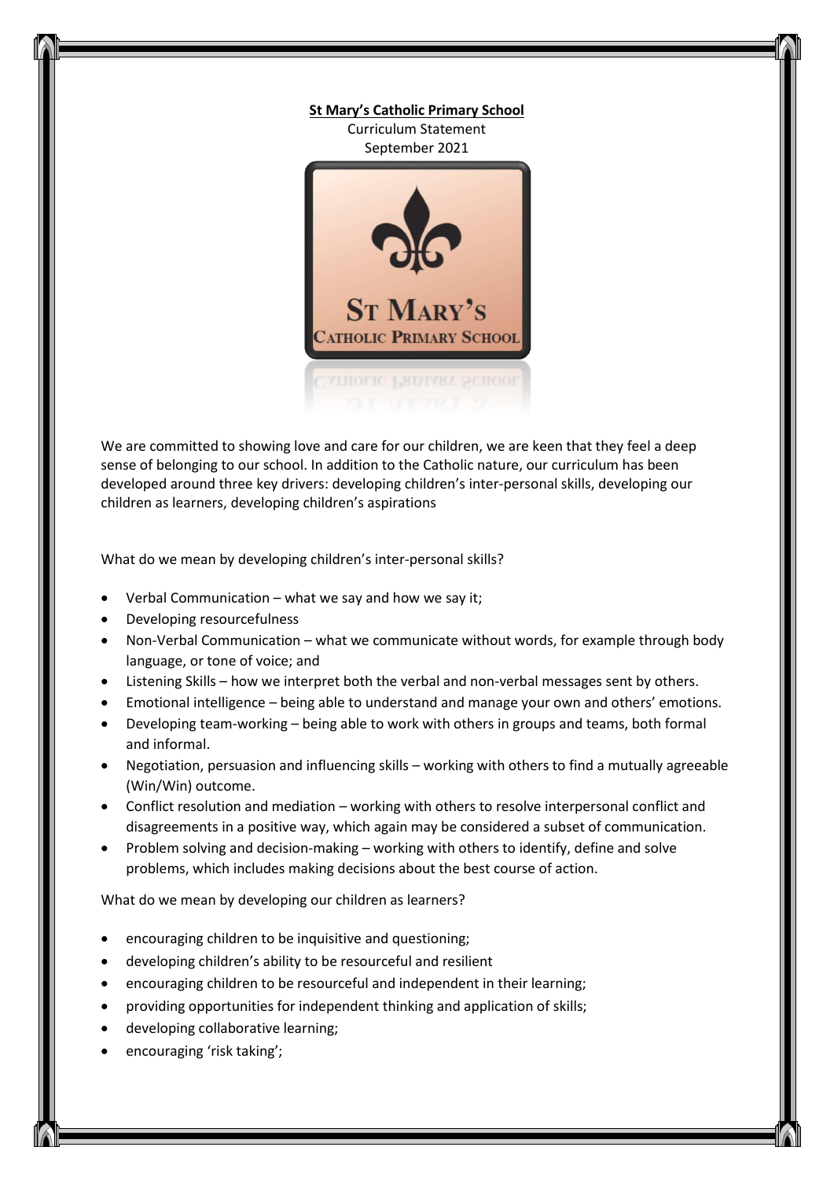**St Mary's Catholic Primary School**

Curriculum Statement

September 2021

We are committed to showing love and care for our children, we are keen that they feel a deep sense of belonging to our school. In addition to the Catholic nature, our curriculum has been developed around three key drivers: developing children's inter-personal skills, developing our children as learners, developing children's aspirations

What do we mean by developing children's inter-personal skills?

- Verbal Communication – what we say and how we say it;
- Developing resourcefulness
- Non-Verbal Communication – what we communicate without words, for example through body language, or tone of voice; and
- Listening Skills – how we interpret both the verbal and non-verbal messages sent by others.
- Emotional intelligence – being able to understand and manage your own and others' emotions.
- Developing team-working – being able to work with others in groups and teams, both formal and informal.
- Negotiation, persuasion and influencing skills – working with others to find a mutually agreeable (Win/Win) outcome.
- Conflict resolution and mediation – working with others to resolve interpersonal conflict and disagreements in a positive way, which again may be considered a subset of communication.
- Problem solving and decision-making – working with others to identify, define and solve problems, which includes making decisions about the best course of action.

What do we mean by developing our children as learners?

- encouraging children to be inquisitive and questioning;
- developing children's ability to be resourceful and resilient
- encouraging children to be resourceful and independent in their learning;
- providing opportunities for independent thinking and application of skills;
- developing collaborative learning;
- encouraging 'risk taking';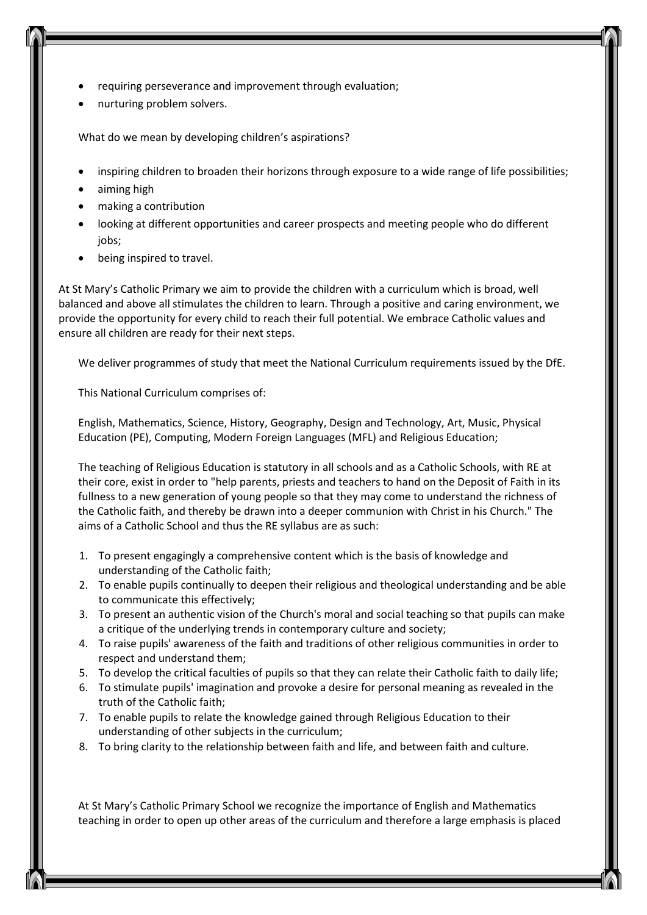- requiring perseverance and improvement through evaluation;
- nurturing problem solvers.

What do we mean by developing children's aspirations?

- inspiring children to broaden their horizons through exposure to a wide range of life possibilities;
- aiming high
- making a contribution
- looking at different opportunities and career prospects and meeting people who do different jobs;
- being inspired to travel.

At St Mary's Catholic Primary we aim to provide the children with a curriculum which is broad, well balanced and above all stimulates the children to learn. Through a positive and caring environment, we provide the opportunity for every child to reach their full potential. We embrace Catholic values and ensure all children are ready for their next steps.

We deliver programmes of study that meet the National Curriculum requirements issued by the DfE.

This National Curriculum comprises of:

English, Mathematics, Science, History, Geography, Design and Technology, Art, Music, Physical Education (PE), Computing, Modern Foreign Languages (MFL) and Religious Education;

The teaching of Religious Education is statutory in all schools and as a Catholic Schools, with RE at their core, exist in order to "help parents, priests and teachers to hand on the Deposit of Faith in its fullness to a new generation of young people so that they may come to understand the richness of the Catholic faith, and thereby be drawn into a deeper communion with Christ in his Church." The aims of a Catholic School and thus the RE syllabus are as such:

1. To present engagingly a comprehensive content which is the basis of knowledge and understanding of the Catholic faith;
2. To enable pupils continually to deepen their religious and theological understanding and be able to communicate this effectively;
3. To present an authentic vision of the Church's moral and social teaching so that pupils can make a critique of the underlying trends in contemporary culture and society;
4. To raise pupils' awareness of the faith and traditions of other religious communities in order to respect and understand them;
5. To develop the critical faculties of pupils so that they can relate their Catholic faith to daily life;
6. To stimulate pupils' imagination and provoke a desire for personal meaning as revealed in the truth of the Catholic faith;
7. To enable pupils to relate the knowledge gained through Religious Education to their understanding of other subjects in the curriculum;
8. To bring clarity to the relationship between faith and life, and between faith and culture.

At St Mary's Catholic Primary School we recognize the importance of English and Mathematics teaching in order to open up other areas of the curriculum and therefore a large emphasis is placed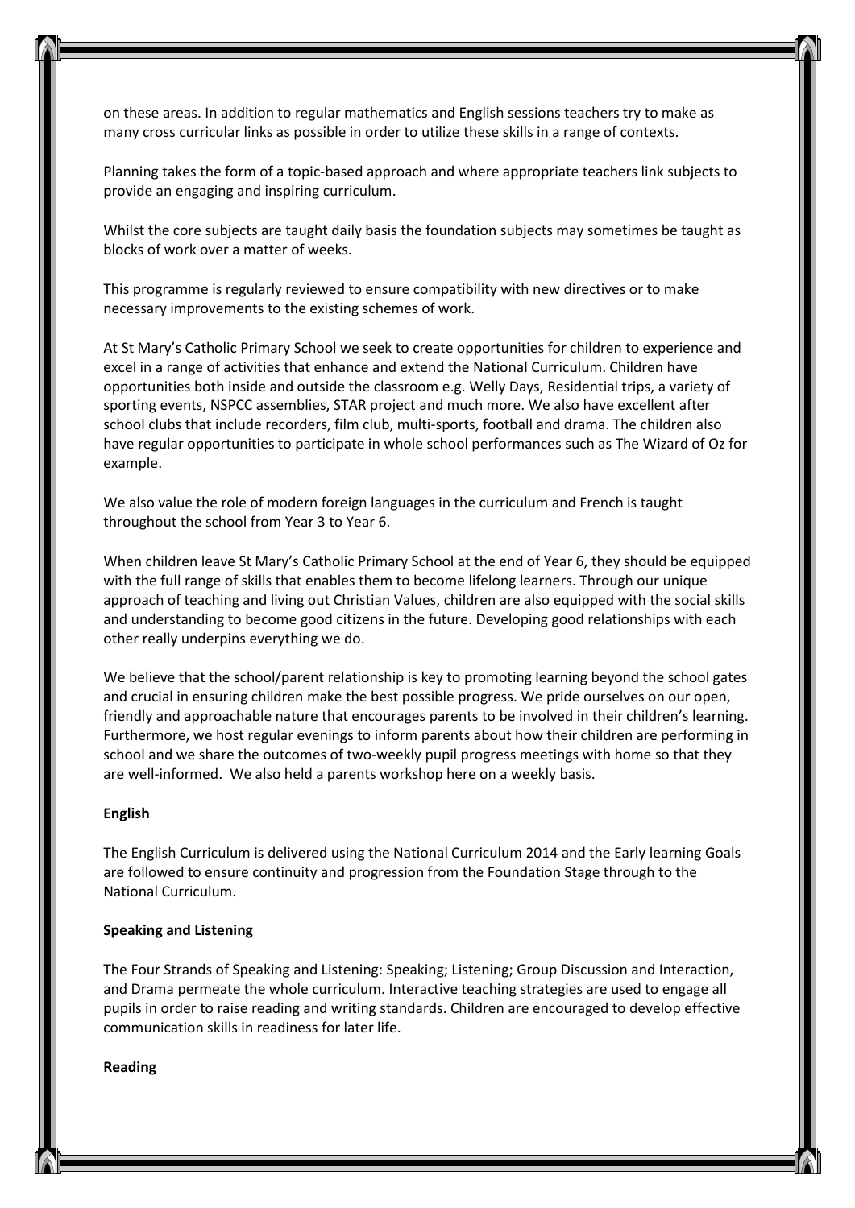on these areas. In addition to regular mathematics and English sessions teachers try to make as many cross curricular links as possible in order to utilize these skills in a range of contexts.

Planning takes the form of a topic-based approach and where appropriate teachers link subjects to provide an engaging and inspiring curriculum.

Whilst the core subjects are taught daily basis the foundation subjects may sometimes be taught as blocks of work over a matter of weeks.

This programme is regularly reviewed to ensure compatibility with new directives or to make necessary improvements to the existing schemes of work.

At St Mary's Catholic Primary School we seek to create opportunities for children to experience and excel in a range of activities that enhance and extend the National Curriculum. Children have opportunities both inside and outside the classroom e.g. Welly Days, Residential trips, a variety of sporting events, NSPCC assemblies, STAR project and much more. We also have excellent after school clubs that include recorders, film club, multi-sports, football and drama. The children also have regular opportunities to participate in whole school performances such as The Wizard of Oz for example.

We also value the role of modern foreign languages in the curriculum and French is taught throughout the school from Year 3 to Year 6.

When children leave St Mary's Catholic Primary School at the end of Year 6, they should be equipped with the full range of skills that enables them to become lifelong learners. Through our unique approach of teaching and living out Christian Values, children are also equipped with the social skills and understanding to become good citizens in the future. Developing good relationships with each other really underpins everything we do.

We believe that the school/parent relationship is key to promoting learning beyond the school gates and crucial in ensuring children make the best possible progress. We pride ourselves on our open, friendly and approachable nature that encourages parents to be involved in their children's learning. Furthermore, we host regular evenings to inform parents about how their children are performing in school and we share the outcomes of two-weekly pupil progress meetings with home so that they are well-informed. We also held a parents workshop here on a weekly basis.

**English**

The English Curriculum is delivered using the National Curriculum 2014 and the Early learning Goals are followed to ensure continuity and progression from the Foundation Stage through to the National Curriculum.

**Speaking and Listening**

The Four Strands of Speaking and Listening: Speaking; Listening; Group Discussion and Interaction, and Drama permeate the whole curriculum. Interactive teaching strategies are used to engage all pupils in order to raise reading and writing standards. Children are encouraged to develop effective communication skills in readiness for later life.

**Reading**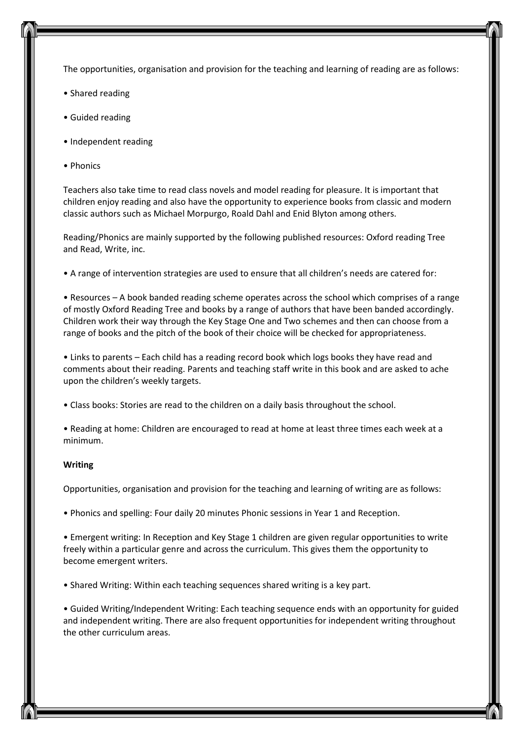The opportunities, organisation and provision for the teaching and learning of reading are as follows:

- Shared reading
- Guided reading
- Independent reading
- Phonics

Teachers also take time to read class novels and model reading for pleasure. It is important that children enjoy reading and also have the opportunity to experience books from classic and modern classic authors such as Michael Morpurgo, Roald Dahl and Enid Blyton among others.

Reading/Phonics are mainly supported by the following published resources: Oxford reading Tree and Read, Write, inc.

- A range of intervention strategies are used to ensure that all children's needs are catered for:

- Resources – A book banded reading scheme operates across the school which comprises of a range of mostly Oxford Reading Tree and books by a range of authors that have been banded accordingly. Children work their way through the Key Stage One and Two schemes and then can choose from a range of books and the pitch of the book of their choice will be checked for appropriateness.

- Links to parents – Each child has a reading record book which logs books they have read and comments about their reading. Parents and teaching staff write in this book and are asked to ache upon the children's weekly targets.

- Class books: Stories are read to the children on a daily basis throughout the school.

- Reading at home: Children are encouraged to read at home at least three times each week at a minimum.

**Writing**

Opportunities, organisation and provision for the teaching and learning of writing are as follows:

- Phonics and spelling: Four daily 20 minutes Phonic sessions in Year 1 and Reception.

- Emergent writing: In Reception and Key Stage 1 children are given regular opportunities to write freely within a particular genre and across the curriculum. This gives them the opportunity to become emergent writers.

- Shared Writing: Within each teaching sequences shared writing is a key part.

- Guided Writing/Independent Writing: Each teaching sequence ends with an opportunity for guided and independent writing. There are also frequent opportunities for independent writing throughout the other curriculum areas.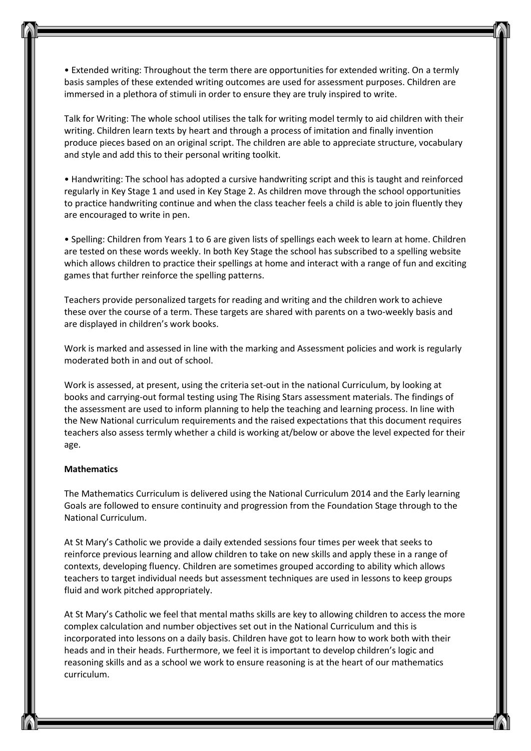• Extended writing: Throughout the term there are opportunities for extended writing. On a termly basis samples of these extended writing outcomes are used for assessment purposes. Children are immersed in a plethora of stimuli in order to ensure they are truly inspired to write.

Talk for Writing: The whole school utilises the talk for writing model termly to aid children with their writing. Children learn texts by heart and through a process of imitation and finally invention produce pieces based on an original script. The children are able to appreciate structure, vocabulary and style and add this to their personal writing toolkit.

• Handwriting: The school has adopted a cursive handwriting script and this is taught and reinforced regularly in Key Stage 1 and used in Key Stage 2. As children move through the school opportunities to practice handwriting continue and when the class teacher feels a child is able to join fluently they are encouraged to write in pen.

• Spelling: Children from Years 1 to 6 are given lists of spellings each week to learn at home. Children are tested on these words weekly. In both Key Stage the school has subscribed to a spelling website which allows children to practice their spellings at home and interact with a range of fun and exciting games that further reinforce the spelling patterns.

Teachers provide personalized targets for reading and writing and the children work to achieve these over the course of a term. These targets are shared with parents on a two-weekly basis and are displayed in children's work books.

Work is marked and assessed in line with the marking and Assessment policies and work is regularly moderated both in and out of school.

Work is assessed, at present, using the criteria set-out in the national Curriculum, by looking at books and carrying-out formal testing using The Rising Stars assessment materials. The findings of the assessment are used to inform planning to help the teaching and learning process. In line with the New National curriculum requirements and the raised expectations that this document requires teachers also assess termly whether a child is working at/below or above the level expected for their age.

**Mathematics**

The Mathematics Curriculum is delivered using the National Curriculum 2014 and the Early learning Goals are followed to ensure continuity and progression from the Foundation Stage through to the National Curriculum.

At St Mary's Catholic we provide a daily extended sessions four times per week that seeks to reinforce previous learning and allow children to take on new skills and apply these in a range of contexts, developing fluency. Children are sometimes grouped according to ability which allows teachers to target individual needs but assessment techniques are used in lessons to keep groups fluid and work pitched appropriately.

At St Mary's Catholic we feel that mental maths skills are key to allowing children to access the more complex calculation and number objectives set out in the National Curriculum and this is incorporated into lessons on a daily basis. Children have got to learn how to work both with their heads and in their heads. Furthermore, we feel it is important to develop children's logic and reasoning skills and as a school we work to ensure reasoning is at the heart of our mathematics curriculum.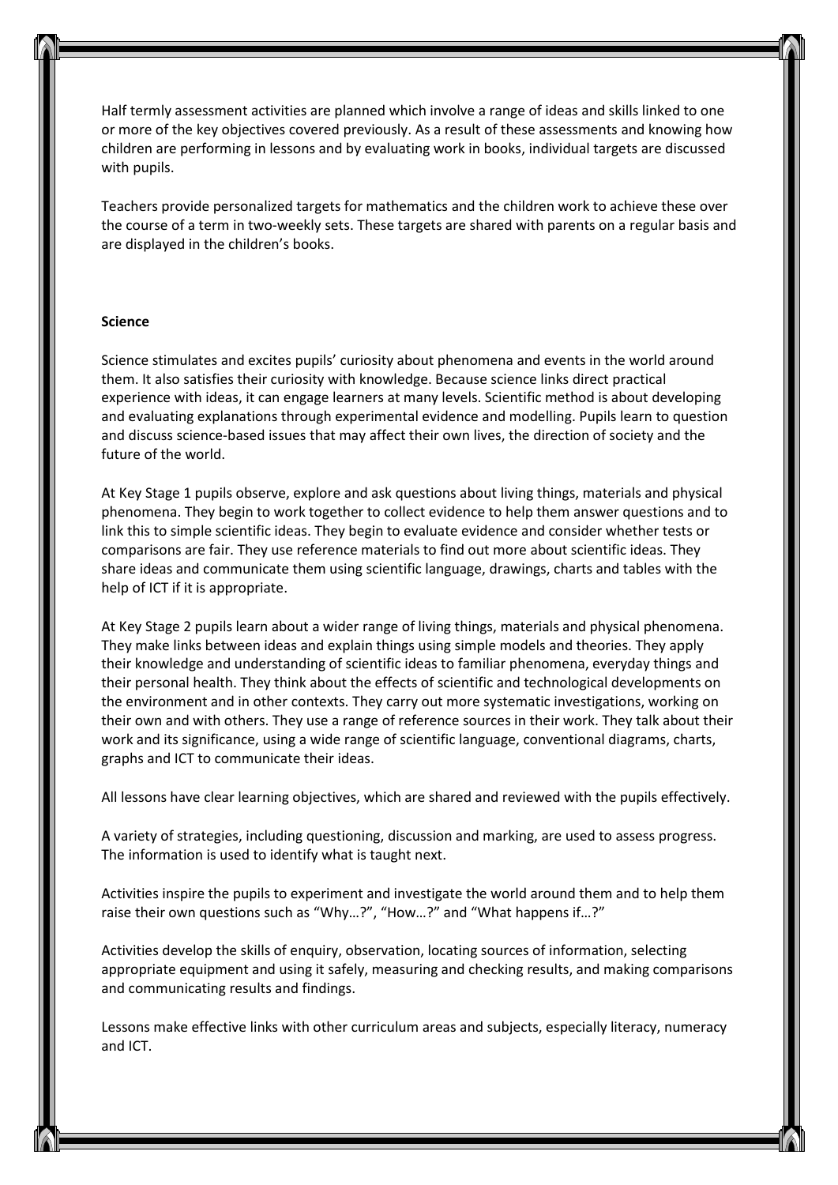Half termly assessment activities are planned which involve a range of ideas and skills linked to one or more of the key objectives covered previously. As a result of these assessments and knowing how children are performing in lessons and by evaluating work in books, individual targets are discussed with pupils.

Teachers provide personalized targets for mathematics and the children work to achieve these over the course of a term in two-weekly sets. These targets are shared with parents on a regular basis and are displayed in the children's books.

**Science**

Science stimulates and excites pupils' curiosity about phenomena and events in the world around them. It also satisfies their curiosity with knowledge. Because science links direct practical experience with ideas, it can engage learners at many levels. Scientific method is about developing and evaluating explanations through experimental evidence and modelling. Pupils learn to question and discuss science-based issues that may affect their own lives, the direction of society and the future of the world.

At Key Stage 1 pupils observe, explore and ask questions about living things, materials and physical phenomena. They begin to work together to collect evidence to help them answer questions and to link this to simple scientific ideas. They begin to evaluate evidence and consider whether tests or comparisons are fair. They use reference materials to find out more about scientific ideas. They share ideas and communicate them using scientific language, drawings, charts and tables with the help of ICT if it is appropriate.

At Key Stage 2 pupils learn about a wider range of living things, materials and physical phenomena. They make links between ideas and explain things using simple models and theories. They apply their knowledge and understanding of scientific ideas to familiar phenomena, everyday things and their personal health. They think about the effects of scientific and technological developments on the environment and in other contexts. They carry out more systematic investigations, working on their own and with others. They use a range of reference sources in their work. They talk about their work and its significance, using a wide range of scientific language, conventional diagrams, charts, graphs and ICT to communicate their ideas.

All lessons have clear learning objectives, which are shared and reviewed with the pupils effectively.

A variety of strategies, including questioning, discussion and marking, are used to assess progress. The information is used to identify what is taught next.

Activities inspire the pupils to experiment and investigate the world around them and to help them raise their own questions such as "Why…?", "How…?" and "What happens if…?"

Activities develop the skills of enquiry, observation, locating sources of information, selecting appropriate equipment and using it safely, measuring and checking results, and making comparisons and communicating results and findings.

Lessons make effective links with other curriculum areas and subjects, especially literacy, numeracy and ICT.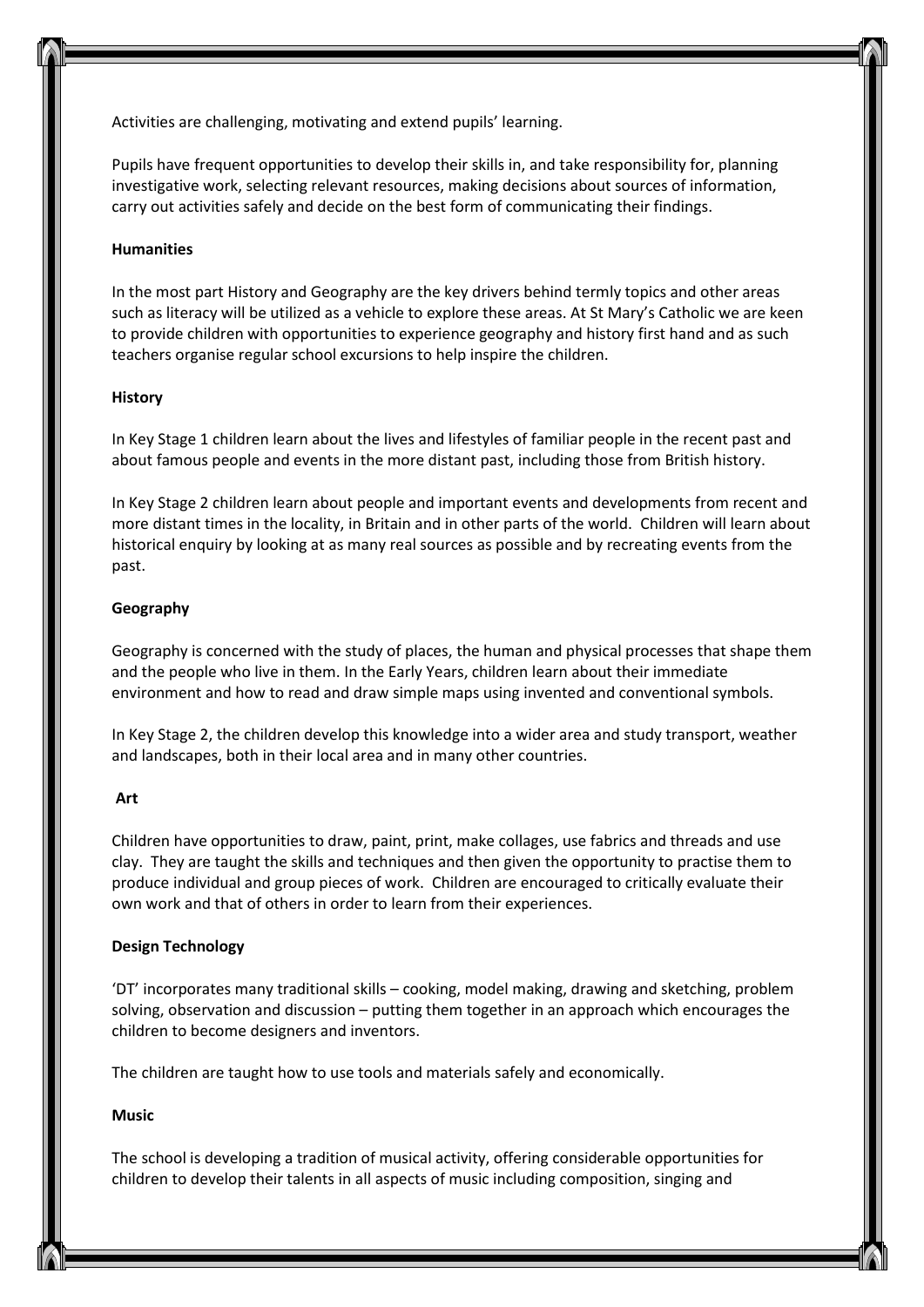Activities are challenging, motivating and extend pupils' learning.

Pupils have frequent opportunities to develop their skills in, and take responsibility for, planning investigative work, selecting relevant resources, making decisions about sources of information, carry out activities safely and decide on the best form of communicating their findings.

**Humanities**

In the most part History and Geography are the key drivers behind termly topics and other areas such as literacy will be utilized as a vehicle to explore these areas. At St Mary's Catholic we are keen to provide children with opportunities to experience geography and history first hand and as such teachers organise regular school excursions to help inspire the children.

**History**

In Key Stage 1 children learn about the lives and lifestyles of familiar people in the recent past and about famous people and events in the more distant past, including those from British history.

In Key Stage 2 children learn about people and important events and developments from recent and more distant times in the locality, in Britain and in other parts of the world. Children will learn about historical enquiry by looking at as many real sources as possible and by recreating events from the past.

**Geography**

Geography is concerned with the study of places, the human and physical processes that shape them and the people who live in them. In the Early Years, children learn about their immediate environment and how to read and draw simple maps using invented and conventional symbols.

In Key Stage 2, the children develop this knowledge into a wider area and study transport, weather and landscapes, both in their local area and in many other countries.

**Art**

Children have opportunities to draw, paint, print, make collages, use fabrics and threads and use clay. They are taught the skills and techniques and then given the opportunity to practise them to produce individual and group pieces of work. Children are encouraged to critically evaluate their own work and that of others in order to learn from their experiences.

**Design Technology**

'DT' incorporates many traditional skills – cooking, model making, drawing and sketching, problem solving, observation and discussion – putting them together in an approach which encourages the children to become designers and inventors.

The children are taught how to use tools and materials safely and economically.

**Music**

The school is developing a tradition of musical activity, offering considerable opportunities for children to develop their talents in all aspects of music including composition, singing and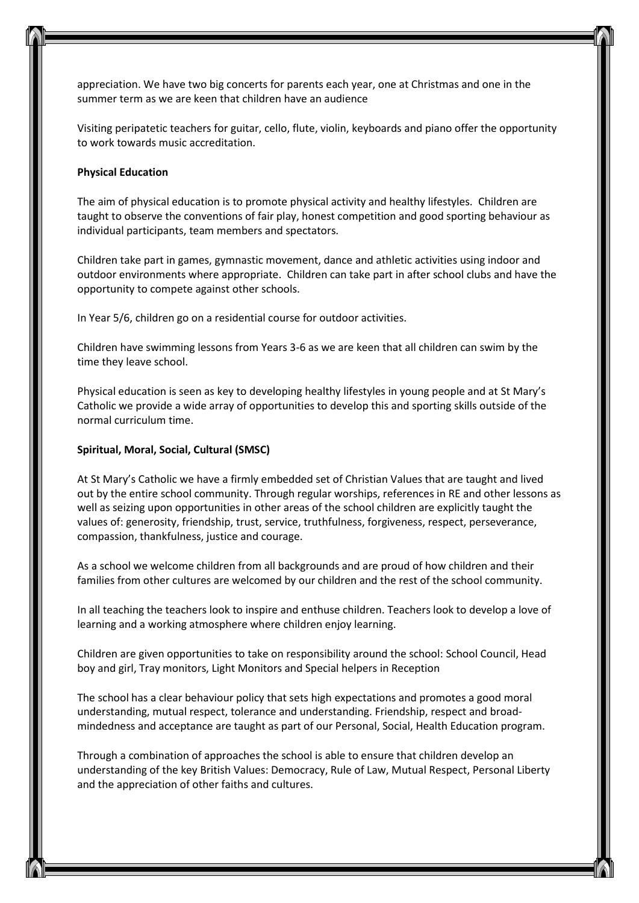appreciation. We have two big concerts for parents each year, one at Christmas and one in the summer term as we are keen that children have an audience

Visiting peripatetic teachers for guitar, cello, flute, violin, keyboards and piano offer the opportunity to work towards music accreditation.

**Physical Education**

The aim of physical education is to promote physical activity and healthy lifestyles. Children are taught to observe the conventions of fair play, honest competition and good sporting behaviour as individual participants, team members and spectators.

Children take part in games, gymnastic movement, dance and athletic activities using indoor and outdoor environments where appropriate. Children can take part in after school clubs and have the opportunity to compete against other schools.

In Year 5/6, children go on a residential course for outdoor activities.

Children have swimming lessons from Years 3-6 as we are keen that all children can swim by the time they leave school.

Physical education is seen as key to developing healthy lifestyles in young people and at St Mary's Catholic we provide a wide array of opportunities to develop this and sporting skills outside of the normal curriculum time.

**Spiritual, Moral, Social, Cultural (SMSC)**

At St Mary's Catholic we have a firmly embedded set of Christian Values that are taught and lived out by the entire school community. Through regular worships, references in RE and other lessons as well as seizing upon opportunities in other areas of the school children are explicitly taught the values of: generosity, friendship, trust, service, truthfulness, forgiveness, respect, perseverance, compassion, thankfulness, justice and courage.

As a school we welcome children from all backgrounds and are proud of how children and their families from other cultures are welcomed by our children and the rest of the school community.

In all teaching the teachers look to inspire and enthuse children. Teachers look to develop a love of learning and a working atmosphere where children enjoy learning.

Children are given opportunities to take on responsibility around the school: School Council, Head boy and girl, Tray monitors, Light Monitors and Special helpers in Reception

The school has a clear behaviour policy that sets high expectations and promotes a good moral understanding, mutual respect, tolerance and understanding. Friendship, respect and broad-mindedness and acceptance are taught as part of our Personal, Social, Health Education program.

Through a combination of approaches the school is able to ensure that children develop an understanding of the key British Values: Democracy, Rule of Law, Mutual Respect, Personal Liberty and the appreciation of other faiths and cultures.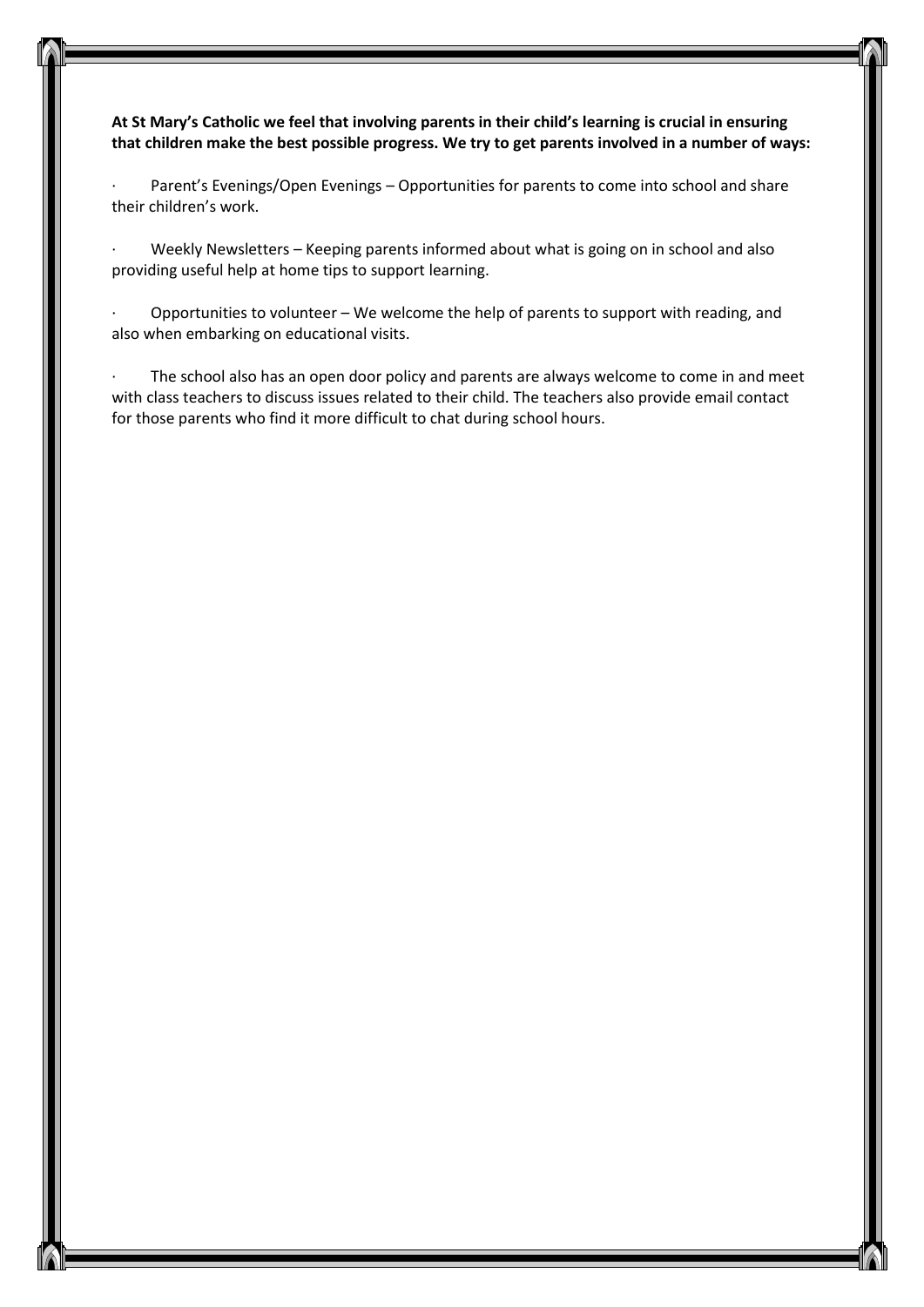**At St Mary's Catholic we feel that involving parents in their child's learning is crucial in ensuring that children make the best possible progress. We try to get parents involved in a number of ways:**

- Parent's Evenings/Open Evenings – Opportunities for parents to come into school and share their children's work.
- Weekly Newsletters – Keeping parents informed about what is going on in school and also providing useful help at home tips to support learning.
- Opportunities to volunteer – We welcome the help of parents to support with reading, and also when embarking on educational visits.
- The school also has an open door policy and parents are always welcome to come in and meet with class teachers to discuss issues related to their child. The teachers also provide email contact for those parents who find it more difficult to chat during school hours.